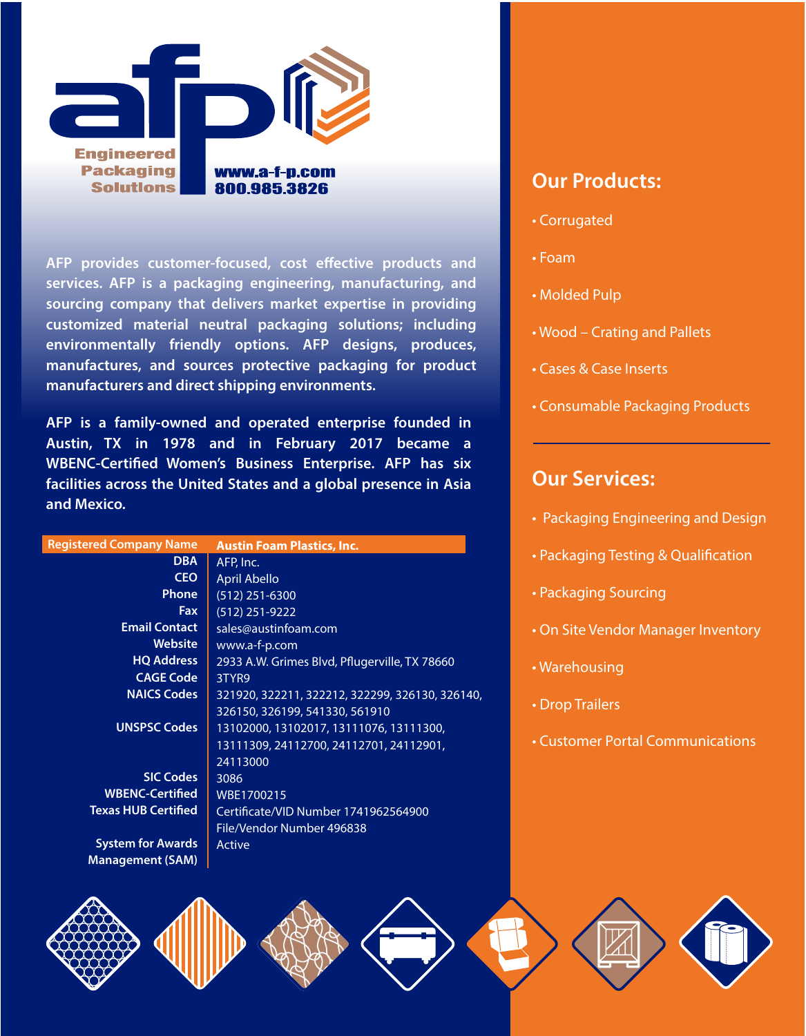afp

Engineered Packaging Solutions

www.a-f-p.com
800.985.3826

AFP provides customer-focused, cost effective products and services. AFP is a packaging engineering, manufacturing, and sourcing company that delivers market expertise in providing customized material neutral packaging solutions; including environmentally friendly options. AFP designs, produces, manufactures, and sources protective packaging for product manufacturers and direct shipping environments.

AFP is a family-owned and operated enterprise founded in Austin, TX in 1978 and in February 2017 became a WBENC-Certified Women's Business Enterprise. AFP has six facilities across the United States and a global presence in Asia and Mexico.

| Registered Company Name | Austin Foam Plastics, Inc. |
|---|---|
| DBA | AFP, Inc. |
| CEO | April Abello |
| Phone | (512) 251-6300 |
| Fax | (512) 251-9222 |
| Email Contact | sales@austinfoam.com |
| Website | www.a-f-p.com |
| HQ Address | 2933 A.W. Grimes Blvd, Pflugerville, TX 78660 |
| CAGE Code | 3TYR9 |
| NAICS Codes | 321920, 322211, 322212, 322299, 326130, 326140, 326150, 326199, 541330, 561910 |
| UNSPSC Codes | 13102000, 13102017, 13111076, 13111300, 13111309, 24112700, 24112701, 24112901, 24113000 |
| SIC Codes | 3086 |
| WBENC-Certified | WBE1700215 |
| Texas HUB Certified | Certificate/VID Number 1741962564900 File/Vendor Number 496838 |
| System for Awards Management (SAM) | Active |

## Our Products:

- Corrugated
- Foam
- Molded Pulp
- Wood – Crating and Pallets
- Cases & Case Inserts
- Consumable Packaging Products

## Our Services:

- Packaging Engineering and Design
- Packaging Testing & Qualification
- Packaging Sourcing
- On Site Vendor Manager Inventory
- Warehousing
- Drop Trailers
- Customer Portal Communications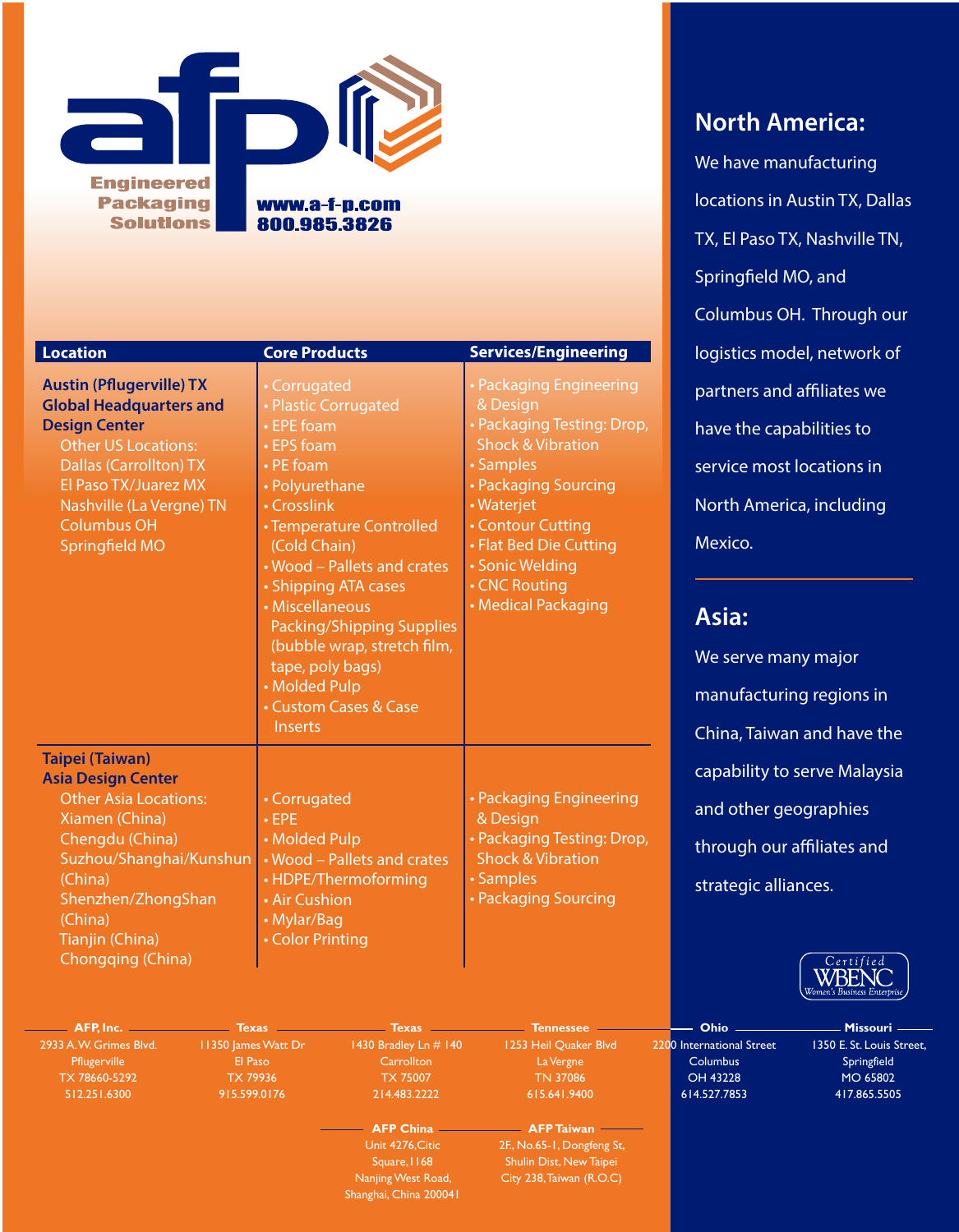afp

Engineered Packaging Solutions

www.a-f-p.com
800.985.3826

| Location | Core Products | Services/Engineering |
|---|---|---|
| **Austin (Pflugerville) TX Global Headquarters and Design Center**<br>Other US Locations:<br>Dallas (Carrollton) TX<br>El Paso TX/Juarez MX<br>Nashville (La Vergne) TN<br>Columbus OH<br>Springfield MO | • Corrugated<br>• Plastic Corrugated<br>• EPE foam<br>• EPS foam<br>• PE foam<br>• Polyurethane<br>• Crosslink<br>• Temperature Controlled (Cold Chain)<br>• Wood – Pallets and crates<br>• Shipping ATA cases<br>• Miscellaneous Packing/Shipping Supplies (bubble wrap, stretch film, tape, poly bags)<br>• Molded Pulp<br>• Custom Cases & Case Inserts | • Packaging Engineering & Design<br>• Packaging Testing: Drop, Shock & Vibration<br>• Samples<br>• Packaging Sourcing<br>• Waterjet<br>• Contour Cutting<br>• Flat Bed Die Cutting<br>• Sonic Welding<br>• CNC Routing<br>• Medical Packaging |
| **Taipei (Taiwan) Asia Design Center**<br>Other Asia Locations:<br>Xiamen (China)<br>Chengdu (China)<br>Suzhou/Shanghai/Kunshun (China)<br>Shenzhen/ZhongShan (China)<br>Tianjin (China)<br>Chongqing (China) | • Corrugated<br>• EPE<br>• Molded Pulp<br>• Wood – Pallets and crates<br>• HDPE/Thermoforming<br>• Air Cushion<br>• Mylar/Bag<br>• Color Printing | • Packaging Engineering & Design<br>• Packaging Testing: Drop, Shock & Vibration<br>• Samples<br>• Packaging Sourcing |

## North America:

We have manufacturing locations in Austin TX, Dallas TX, El Paso TX, Nashville TN, Springfield MO, and Columbus OH. Through our logistics model, network of partners and affiliates we have the capabilities to service most locations in North America, including Mexico.

## Asia:

We serve many major manufacturing regions in China, Taiwan and have the capability to serve Malaysia and other geographies through our affiliates and strategic alliances.

Certified WBENC Women's Business Enterprise

**AFP, Inc.**
2933 A. W. Grimes Blvd.
Pflugerville
TX 78660-5292
512.251.6300

**Texas**
11350 James Watt Dr
El Paso
TX 79936
915.599.0176

**Texas**
1430 Bradley Ln # 140
Carrollton
TX 75007
214.483.2222

**Tennessee**
1253 Heil Quaker Blvd
La Vergne
TN 37086
615.641.9400

**Ohio**
2200 International Street
Columbus
OH 43228
614.527.7853

**Missouri**
1350 E. St. Louis Street,
Springfield
MO 65802
417.865.5505

**AFP China**
Unit 4276,Citic Square,1168 Nanjing West Road, Shanghai, China 200041

**AFP Taiwan**
2F., No.65-1, Dongfeng St, Shulin Dist, New Taipei City 238, Taiwan (R.O.C)